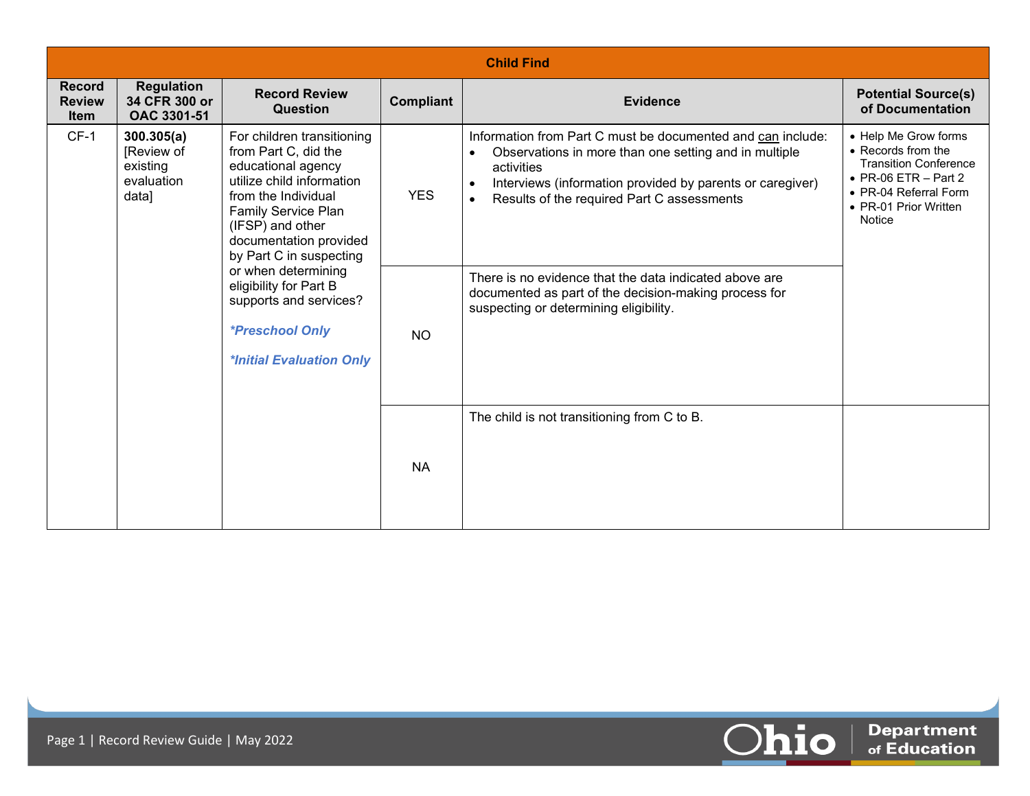| Child Find | | | | | |
|---|---|---|---|---|---|
| **Record Review Item** | **Regulation 34 CFR 300 or OAC 3301-51** | **Record Review Question** | **Compliant** | **Evidence** | **Potential Source(s) of Documentation** |
| CF-1 | **300.305(a)** [Review of existing evaluation data] | For children transitioning from Part C, did the educational agency utilize child information from the Individual Family Service Plan (IFSP) and other documentation provided by Part C in suspecting or when determining eligibility for Part B supports and services? <br><br> ***Preschool Only*** <br><br> ***Initial Evaluation Only*** | YES | Information from Part C must be documented and can include: <br>• Observations in more than one setting and in multiple activities <br>• Interviews (information provided by parents or caregiver) <br>• Results of the required Part C assessments | • Help Me Grow forms <br>• Records from the Transition Conference <br>• PR-06 ETR – Part 2 <br>• PR-04 Referral Form <br>• PR-01 Prior Written Notice |
| | | | NO | There is no evidence that the data indicated above are documented as part of the decision-making process for suspecting or determining eligibility. | |
| | | | NA | The child is not transitioning from C to B. | |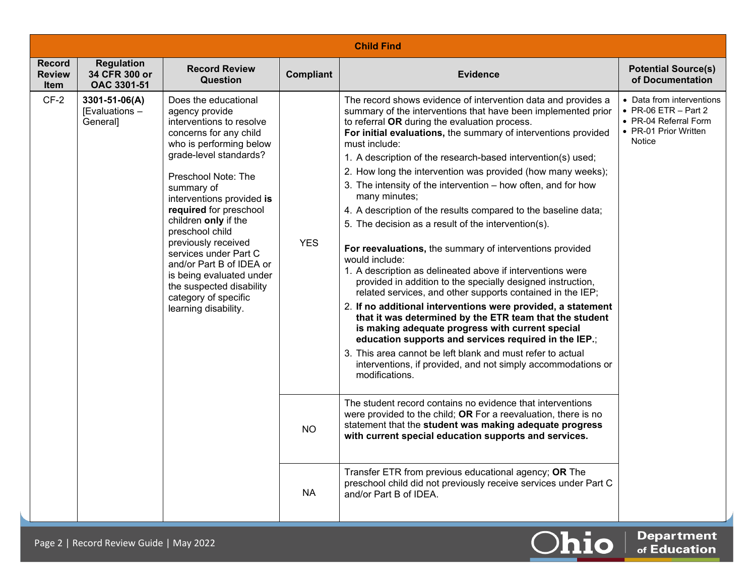| Child Find | | | | | |
|---|---|---|---|---|---|
| **Record Review Item** | **Regulation 34 CFR 300 or OAC 3301-51** | **Record Review Question** | **Compliant** | **Evidence** | **Potential Source(s) of Documentation** |
| CF-2 | **3301-51-06(A)** [Evaluations – General] | Does the educational agency provide interventions to resolve concerns for any child who is performing below grade-level standards?<br><br>Preschool Note: The summary of interventions provided **is required** for preschool children **only** if the preschool child previously received services under Part C and/or Part B of IDEA or is being evaluated under the suspected disability category of specific learning disability. | YES | The record shows evidence of intervention data and provides a summary of the interventions that have been implemented prior to referral **OR** during the evaluation process.<br>**For initial evaluations,** the summary of interventions provided must include:<br>1. A description of the research-based intervention(s) used;<br>2. How long the intervention was provided (how many weeks);<br>3. The intensity of the intervention – how often, and for how many minutes;<br>4. A description of the results compared to the baseline data;<br>5. The decision as a result of the intervention(s).<br><br>**For reevaluations,** the summary of interventions provided would include:<br>1. A description as delineated above if interventions were provided in addition to the specially designed instruction, related services, and other supports contained in the IEP;<br>2. **If no additional interventions were provided, a statement that it was determined by the ETR team that the student is making adequate progress with current special education supports and services required in the IEP.**;<br>3. This area cannot be left blank and must refer to actual interventions, if provided, and not simply accommodations or modifications. | • Data from interventions<br>• PR-06 ETR – Part 2<br>• PR-04 Referral Form<br>• PR-01 Prior Written Notice |
| | | | NO | The student record contains no evidence that interventions were provided to the child; **OR** For a reevaluation, there is no statement that the **student was making adequate progress with current special education supports and services.** | |
| | | | NA | Transfer ETR from previous educational agency; **OR** The preschool child did not previously receive services under Part C and/or Part B of IDEA. | |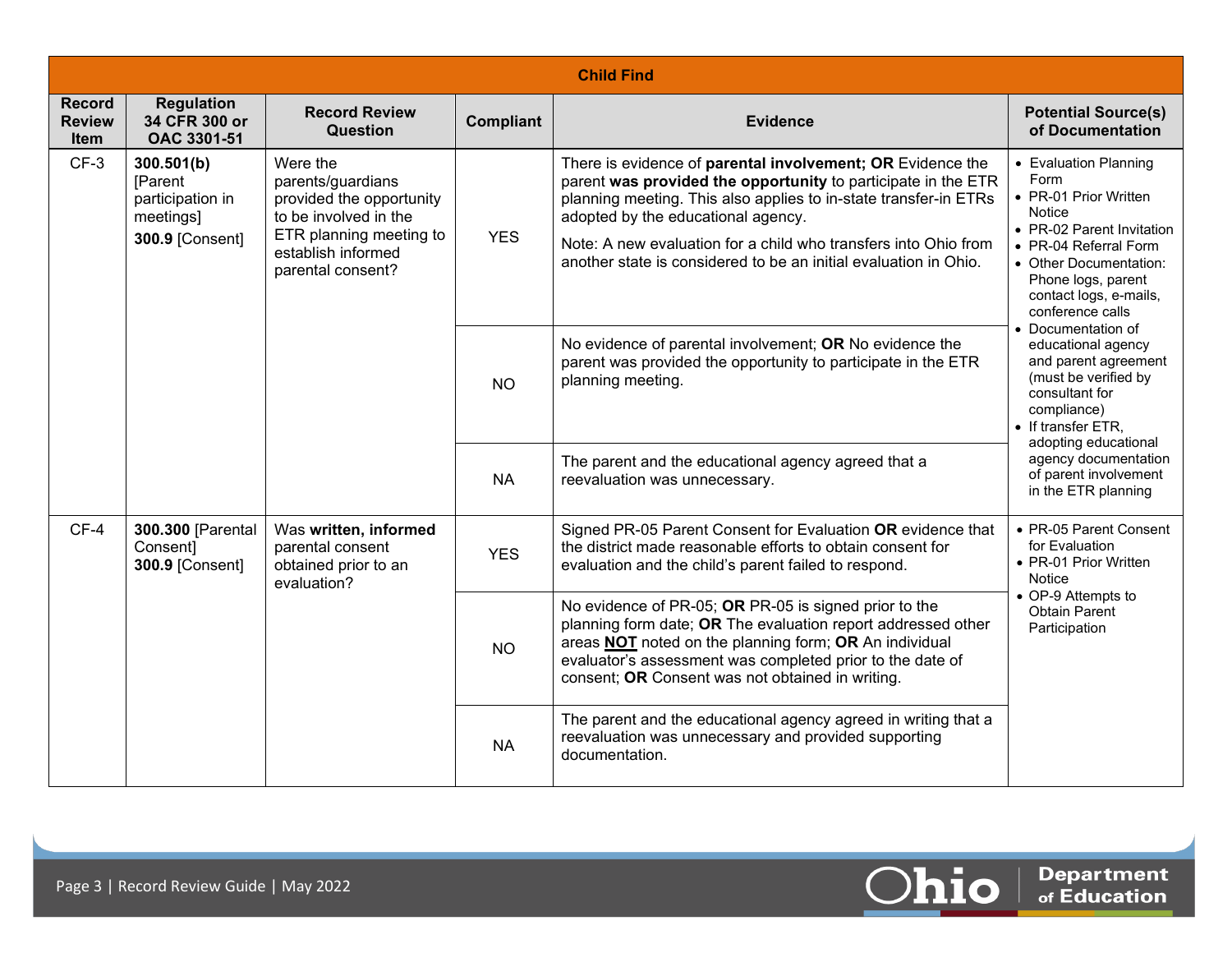| Child Find | | | | | |
|---|---|---|---|---|---|
| **Record Review Item** | **Regulation 34 CFR 300 or OAC 3301-51** | **Record Review Question** | **Compliant** | **Evidence** | **Potential Source(s) of Documentation** |
| CF-3 | **300.501(b)** [Parent participation in meetings] **300.9** [Consent] | Were the parents/guardians provided the opportunity to be involved in the ETR planning meeting to establish informed parental consent? | YES | There is evidence of **parental involvement; OR** Evidence the parent **was provided the opportunity** to participate in the ETR planning meeting. This also applies to in-state transfer-in ETRs adopted by the educational agency. Note: A new evaluation for a child who transfers into Ohio from another state is considered to be an initial evaluation in Ohio. | • Evaluation Planning Form • PR-01 Prior Written Notice • PR-02 Parent Invitation • PR-04 Referral Form • Other Documentation: Phone logs, parent contact logs, e-mails, conference calls • Documentation of educational agency and parent agreement (must be verified by consultant for compliance) • If transfer ETR, adopting educational agency documentation of parent involvement in the ETR planning |
| | | | NO | No evidence of parental involvement; **OR** No evidence the parent was provided the opportunity to participate in the ETR planning meeting. | |
| | | | NA | The parent and the educational agency agreed that a reevaluation was unnecessary. | |
| CF-4 | **300.300** [Parental Consent] **300.9** [Consent] | Was **written, informed** parental consent obtained prior to an evaluation? | YES | Signed PR-05 Parent Consent for Evaluation **OR** evidence that the district made reasonable efforts to obtain consent for evaluation and the child's parent failed to respond. | • PR-05 Parent Consent for Evaluation • PR-01 Prior Written Notice • OP-9 Attempts to Obtain Parent Participation |
| | | | NO | No evidence of PR-05; **OR** PR-05 is signed prior to the planning form date; **OR** The evaluation report addressed other areas **NOT** noted on the planning form; **OR** An individual evaluator's assessment was completed prior to the date of consent; **OR** Consent was not obtained in writing. | |
| | | | NA | The parent and the educational agency agreed in writing that a reevaluation was unnecessary and provided supporting documentation. | |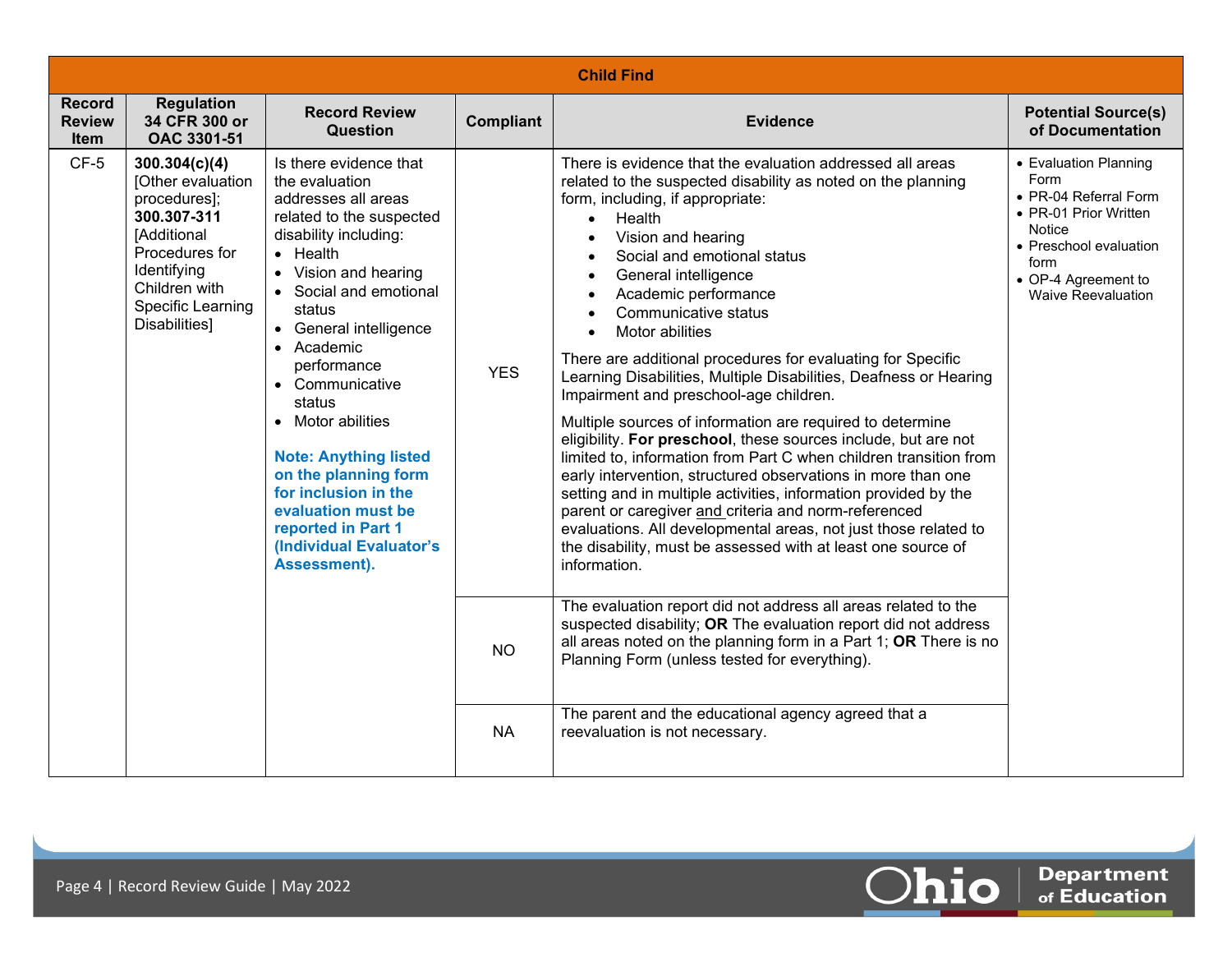| Child Find | | | | | |
|---|---|---|---|---|---|
| **Record Review Item** | **Regulation 34 CFR 300 or OAC 3301-51** | **Record Review Question** | **Compliant** | **Evidence** | **Potential Source(s) of Documentation** |
| CF-5 | **300.304(c)(4)** [Other evaluation procedures]; **300.307-311** [Additional Procedures for Identifying Children with Specific Learning Disabilities] | Is there evidence that the evaluation addresses all areas related to the suspected disability including:<br>• Health<br>• Vision and hearing<br>• Social and emotional status<br>• General intelligence<br>• Academic performance<br>• Communicative status<br>• Motor abilities<br><br>**Note: Anything listed on the planning form for inclusion in the evaluation must be reported in Part 1 (Individual Evaluator's Assessment).** | YES | There is evidence that the evaluation addressed all areas related to the suspected disability as noted on the planning form, including, if appropriate:<br>• Health<br>• Vision and hearing<br>• Social and emotional status<br>• General intelligence<br>• Academic performance<br>• Communicative status<br>• Motor abilities<br><br>There are additional procedures for evaluating for Specific Learning Disabilities, Multiple Disabilities, Deafness or Hearing Impairment and preschool-age children.<br><br>Multiple sources of information are required to determine eligibility. **For preschool**, these sources include, but are not limited to, information from Part C when children transition from early intervention, structured observations in more than one setting and in multiple activities, information provided by the parent or caregiver and criteria and norm-referenced evaluations. All developmental areas, not just those related to the disability, must be assessed with at least one source of information. | • Evaluation Planning Form<br>• PR-04 Referral Form<br>• PR-01 Prior Written Notice<br>• Preschool evaluation form<br>• OP-4 Agreement to Waive Reevaluation |
| | | | NO | The evaluation report did not address all areas related to the suspected disability; **OR** The evaluation report did not address all areas noted on the planning form in a Part 1; **OR** There is no Planning Form (unless tested for everything). | |
| | | | NA | The parent and the educational agency agreed that a reevaluation is not necessary. | |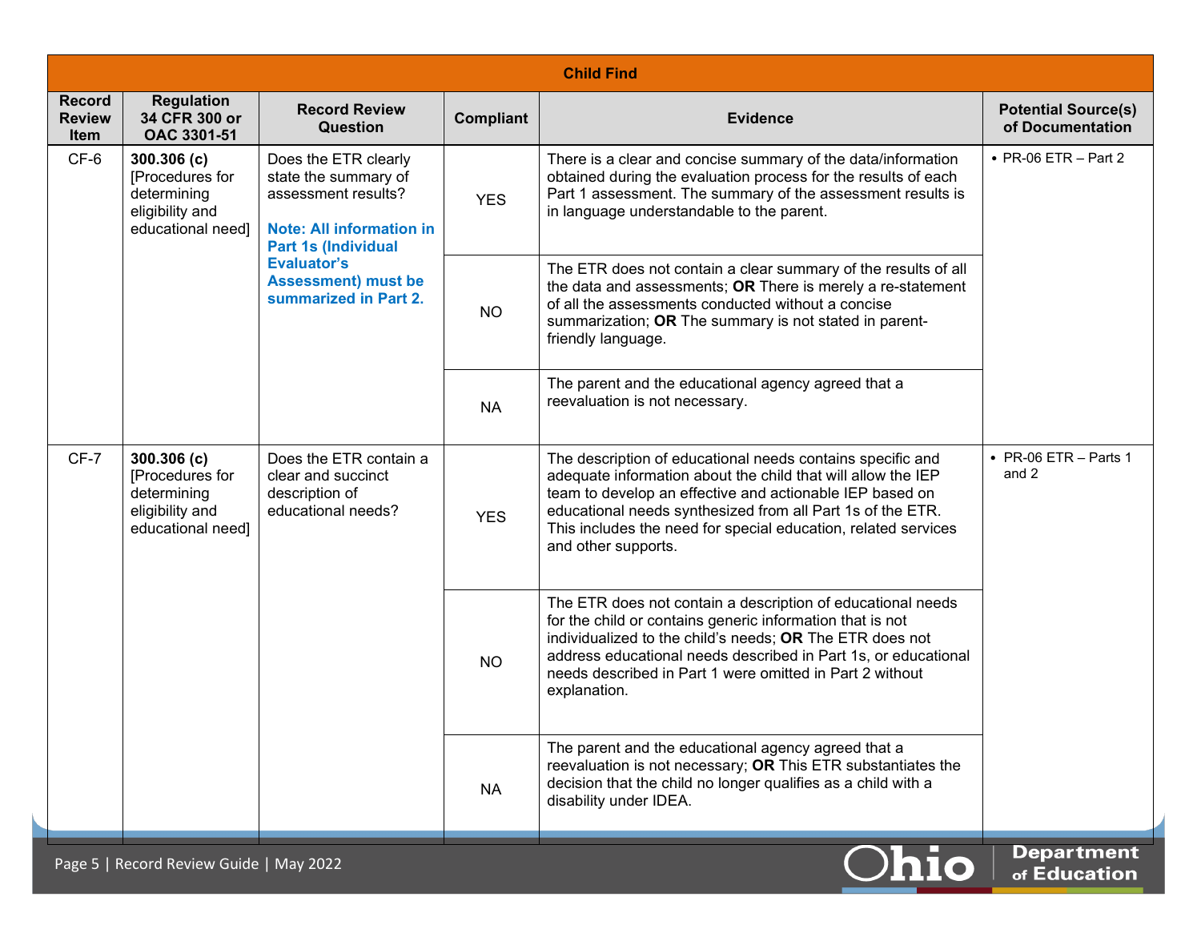| Child Find | | | | | |
|---|---|---|---|---|---|
| **Record Review Item** | **Regulation 34 CFR 300 or OAC 3301-51** | **Record Review Question** | **Compliant** | **Evidence** | **Potential Source(s) of Documentation** |
| CF-6 | **300.306 (c)** [Procedures for determining eligibility and educational need] | Does the ETR clearly state the summary of assessment results? **Note: All information in Part 1s (Individual Evaluator's Assessment) must be summarized in Part 2.** | YES | There is a clear and concise summary of the data/information obtained during the evaluation process for the results of each Part 1 assessment. The summary of the assessment results is in language understandable to the parent. | • PR-06 ETR – Part 2 |
| | | | NO | The ETR does not contain a clear summary of the results of all the data and assessments; **OR** There is merely a re-statement of all the assessments conducted without a concise summarization; **OR** The summary is not stated in parent-friendly language. | |
| | | | NA | The parent and the educational agency agreed that a reevaluation is not necessary. | |
| CF-7 | **300.306 (c)** [Procedures for determining eligibility and educational need] | Does the ETR contain a clear and succinct description of educational needs? | YES | The description of educational needs contains specific and adequate information about the child that will allow the IEP team to develop an effective and actionable IEP based on educational needs synthesized from all Part 1s of the ETR. This includes the need for special education, related services and other supports. | • PR-06 ETR – Parts 1 and 2 |
| | | | NO | The ETR does not contain a description of educational needs for the child or contains generic information that is not individualized to the child's needs; **OR** The ETR does not address educational needs described in Part 1s, or educational needs described in Part 1 were omitted in Part 2 without explanation. | |
| | | | NA | The parent and the educational agency agreed that a reevaluation is not necessary; **OR** This ETR substantiates the decision that the child no longer qualifies as a child with a disability under IDEA. | |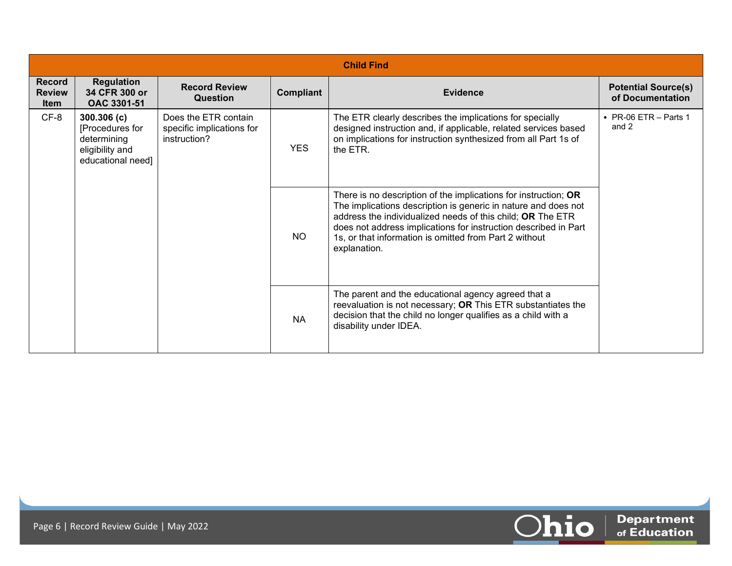| Child Find | | | | | |
|---|---|---|---|---|---|
| **Record Review Item** | **Regulation 34 CFR 300 or OAC 3301-51** | **Record Review Question** | **Compliant** | **Evidence** | **Potential Source(s) of Documentation** |
| CF-8 | **300.306 (c)** [Procedures for determining eligibility and educational need] | Does the ETR contain specific implications for instruction? | YES | The ETR clearly describes the implications for specially designed instruction and, if applicable, related services based on implications for instruction synthesized from all Part 1s of the ETR. | • PR-06 ETR – Parts 1 and 2 |
| | | | NO | There is no description of the implications for instruction; **OR** The implications description is generic in nature and does not address the individualized needs of this child; **OR** The ETR does not address implications for instruction described in Part 1s, or that information is omitted from Part 2 without explanation. | |
| | | | NA | The parent and the educational agency agreed that a reevaluation is not necessary; **OR** This ETR substantiates the decision that the child no longer qualifies as a child with a disability under IDEA. | |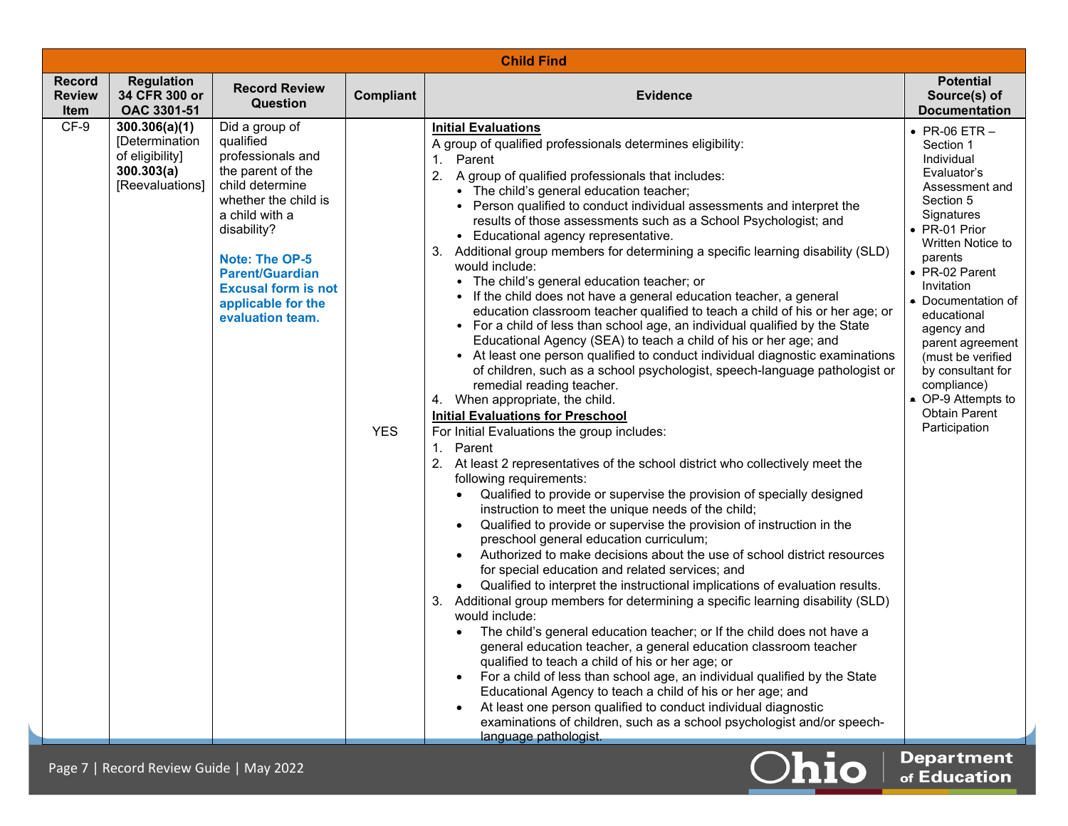| Child Find | | | | | |
|---|---|---|---|---|---|
| **Record Review Item** | **Regulation 34 CFR 300 or OAC 3301-51** | **Record Review Question** | **Compliant** | **Evidence** | **Potential Source(s) of Documentation** |
| CF-9 | **300.306(a)(1)** [Determination of eligibility] **300.303(a)** [Reevaluations] | Did a group of qualified professionals and the parent of the child determine whether the child is a child with a disability?<br><br>**Note: The OP-5 Parent/Guardian Excusal form is not applicable for the evaluation team.** | YES | **<u>Initial Evaluations</u>**<br>A group of qualified professionals determines eligibility:<br>1. Parent<br>2. A group of qualified professionals that includes:<br>• The child's general education teacher;<br>• Person qualified to conduct individual assessments and interpret the results of those assessments such as a School Psychologist; and<br>• Educational agency representative.<br>3. Additional group members for determining a specific learning disability (SLD) would include:<br>• The child's general education teacher; or<br>• If the child does not have a general education teacher, a general education classroom teacher qualified to teach a child of his or her age; or<br>• For a child of less than school age, an individual qualified by the State Educational Agency (SEA) to teach a child of his or her age; and<br>• At least one person qualified to conduct individual diagnostic examinations of children, such as a school psychologist, speech-language pathologist or remedial reading teacher.<br>4. When appropriate, the child.<br>**<u>Initial Evaluations for Preschool</u>**<br>For Initial Evaluations the group includes:<br>1. Parent<br>2. At least 2 representatives of the school district who collectively meet the following requirements:<br>• Qualified to provide or supervise the provision of specially designed instruction to meet the unique needs of the child;<br>• Qualified to provide or supervise the provision of instruction in the preschool general education curriculum;<br>• Authorized to make decisions about the use of school district resources for special education and related services; and<br>• Qualified to interpret the instructional implications of evaluation results.<br>3. Additional group members for determining a specific learning disability (SLD) would include:<br>• The child's general education teacher; or If the child does not have a general education teacher, a general education classroom teacher qualified to teach a child of his or her age; or<br>• For a child of less than school age, an individual qualified by the State Educational Agency to teach a child of his or her age; and<br>• At least one person qualified to conduct individual diagnostic examinations of children, such as a school psychologist and/or speech-language pathologist. | • PR-06 ETR – Section 1 Individual Evaluator's Assessment and Section 5 Signatures<br>• PR-01 Prior Written Notice to parents<br>• PR-02 Parent Invitation<br>• Documentation of educational agency and parent agreement (must be verified by consultant for compliance)<br>• OP-9 Attempts to Obtain Parent Participation |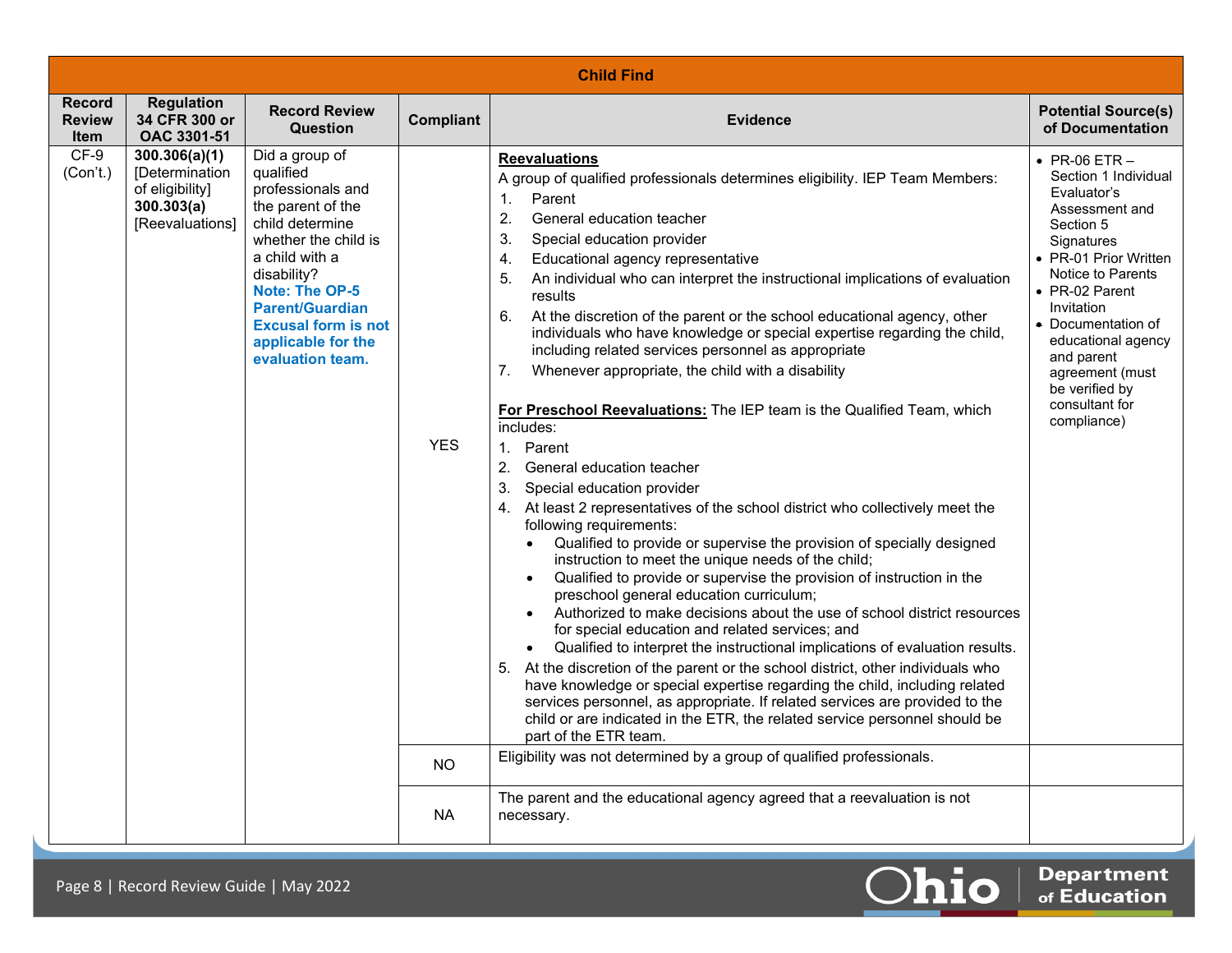| Child Find | | | | | |
|---|---|---|---|---|---|
| **Record Review Item** | **Regulation 34 CFR 300 or OAC 3301-51** | **Record Review Question** | **Compliant** | **Evidence** | **Potential Source(s) of Documentation** |
| CF-9 (Con't.) | **300.306(a)(1)** [Determination of eligibility] **300.303(a)** [Reevaluations] | Did a group of qualified professionals and the parent of the child determine whether the child is a child with a disability? **Note: The OP-5 Parent/Guardian Excusal form is not applicable for the evaluation team.** | YES | **Reevaluations**<br>A group of qualified professionals determines eligibility. IEP Team Members:<br>1. Parent<br>2. General education teacher<br>3. Special education provider<br>4. Educational agency representative<br>5. An individual who can interpret the instructional implications of evaluation results<br>6. At the discretion of the parent or the school educational agency, other individuals who have knowledge or special expertise regarding the child, including related services personnel as appropriate<br>7. Whenever appropriate, the child with a disability<br><br>**For Preschool Reevaluations:** The IEP team is the Qualified Team, which includes:<br>1. Parent<br>2. General education teacher<br>3. Special education provider<br>4. At least 2 representatives of the school district who collectively meet the following requirements:<br>• Qualified to provide or supervise the provision of specially designed instruction to meet the unique needs of the child;<br>• Qualified to provide or supervise the provision of instruction in the preschool general education curriculum;<br>• Authorized to make decisions about the use of school district resources for special education and related services; and<br>• Qualified to interpret the instructional implications of evaluation results.<br>5. At the discretion of the parent or the school district, other individuals who have knowledge or special expertise regarding the child, including related services personnel, as appropriate. If related services are provided to the child or are indicated in the ETR, the related service personnel should be part of the ETR team. | • PR-06 ETR – Section 1 Individual Evaluator's Assessment and Section 5 Signatures<br>• PR-01 Prior Written Notice to Parents<br>• PR-02 Parent Invitation<br>• Documentation of educational agency and parent agreement (must be verified by consultant for compliance) |
| | | | NO | Eligibility was not determined by a group of qualified professionals. | |
| | | | NA | The parent and the educational agency agreed that a reevaluation is not necessary. | |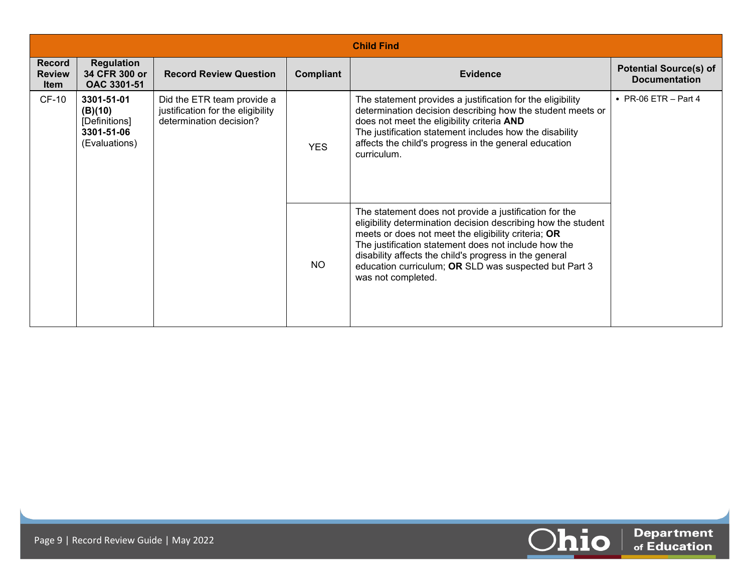| Child Find | | | | | |
|---|---|---|---|---|---|
| **Record Review Item** | **Regulation 34 CFR 300 or OAC 3301-51** | **Record Review Question** | **Compliant** | **Evidence** | **Potential Source(s) of Documentation** |
| CF-10 | **3301-51-01 (B)(10)** [Definitions] **3301-51-06** (Evaluations) | Did the ETR team provide a justification for the eligibility determination decision? | YES | The statement provides a justification for the eligibility determination decision describing how the student meets or does not meet the eligibility criteria **AND** The justification statement includes how the disability affects the child's progress in the general education curriculum. | • PR-06 ETR – Part 4 |
| | | | NO | The statement does not provide a justification for the eligibility determination decision describing how the student meets or does not meet the eligibility criteria; **OR** The justification statement does not include how the disability affects the child's progress in the general education curriculum; **OR** SLD was suspected but Part 3 was not completed. | |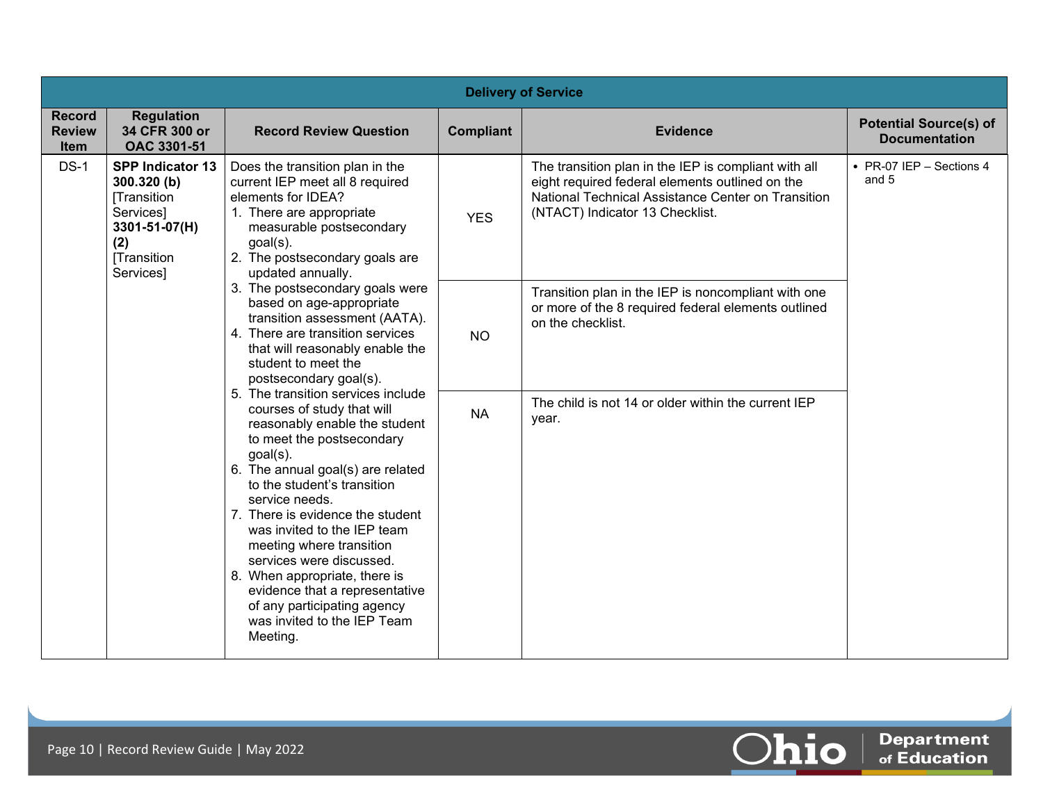| Delivery of Service | | | | | |
|---|---|---|---|---|---|
| **Record Review Item** | **Regulation 34 CFR 300 or OAC 3301-51** | **Record Review Question** | **Compliant** | **Evidence** | **Potential Source(s) of Documentation** |
| DS-1 | **SPP Indicator 13** **300.320 (b)** [Transition Services] **3301-51-07(H)(2)** [Transition Services] | Does the transition plan in the current IEP meet all 8 required elements for IDEA?<br>1. There are appropriate measurable postsecondary goal(s).<br>2. The postsecondary goals are updated annually.<br>3. The postsecondary goals were based on age-appropriate transition assessment (AATA).<br>4. There are transition services that will reasonably enable the student to meet the postsecondary goal(s).<br>5. The transition services include courses of study that will reasonably enable the student to meet the postsecondary goal(s).<br>6. The annual goal(s) are related to the student's transition service needs.<br>7. There is evidence the student was invited to the IEP team meeting where transition services were discussed.<br>8. When appropriate, there is evidence that a representative of any participating agency was invited to the IEP Team Meeting. | YES | The transition plan in the IEP is compliant with all eight required federal elements outlined on the National Technical Assistance Center on Transition (NTACT) Indicator 13 Checklist. | • PR-07 IEP – Sections 4 and 5 |
| | | | NO | Transition plan in the IEP is noncompliant with one or more of the 8 required federal elements outlined on the checklist. | |
| | | | NA | The child is not 14 or older within the current IEP year. | |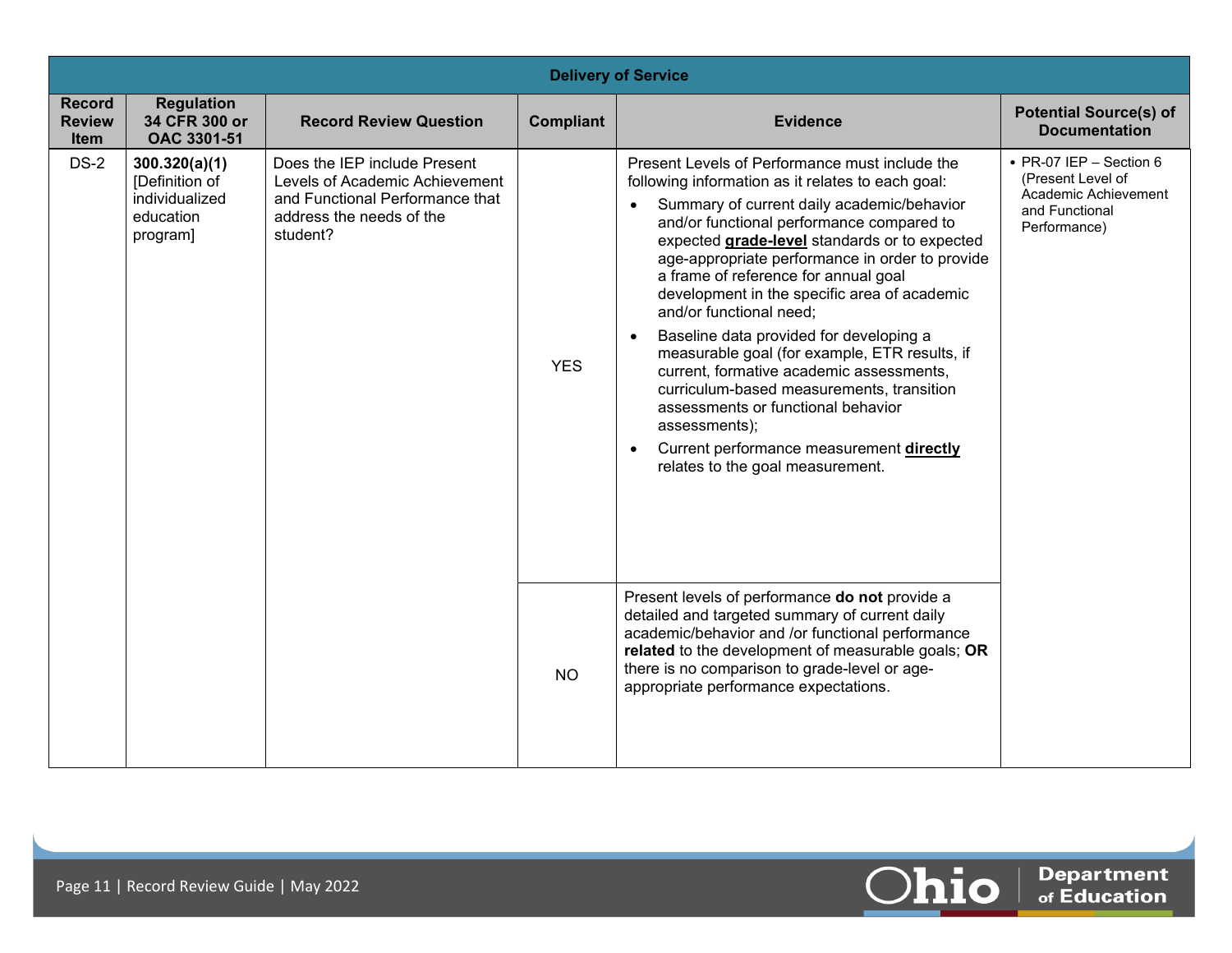| Delivery of Service | | | | | |
|---|---|---|---|---|---|
| **Record Review Item** | **Regulation 34 CFR 300 or OAC 3301-51** | **Record Review Question** | **Compliant** | **Evidence** | **Potential Source(s) of Documentation** |
| DS-2 | **300.320(a)(1)** [Definition of individualized education program] | Does the IEP include Present Levels of Academic Achievement and Functional Performance that address the needs of the student? | YES | Present Levels of Performance must include the following information as it relates to each goal:<br>• Summary of current daily academic/behavior and/or functional performance compared to expected **grade-level** standards or to expected age-appropriate performance in order to provide a frame of reference for annual goal development in the specific area of academic and/or functional need;<br>• Baseline data provided for developing a measurable goal (for example, ETR results, if current, formative academic assessments, curriculum-based measurements, transition assessments or functional behavior assessments);<br>• Current performance measurement **directly** relates to the goal measurement. | • PR-07 IEP – Section 6 (Present Level of Academic Achievement and Functional Performance) |
| | | | NO | Present levels of performance **do not** provide a detailed and targeted summary of current daily academic/behavior and /or functional performance **related** to the development of measurable goals; **OR** there is no comparison to grade-level or age-appropriate performance expectations. | |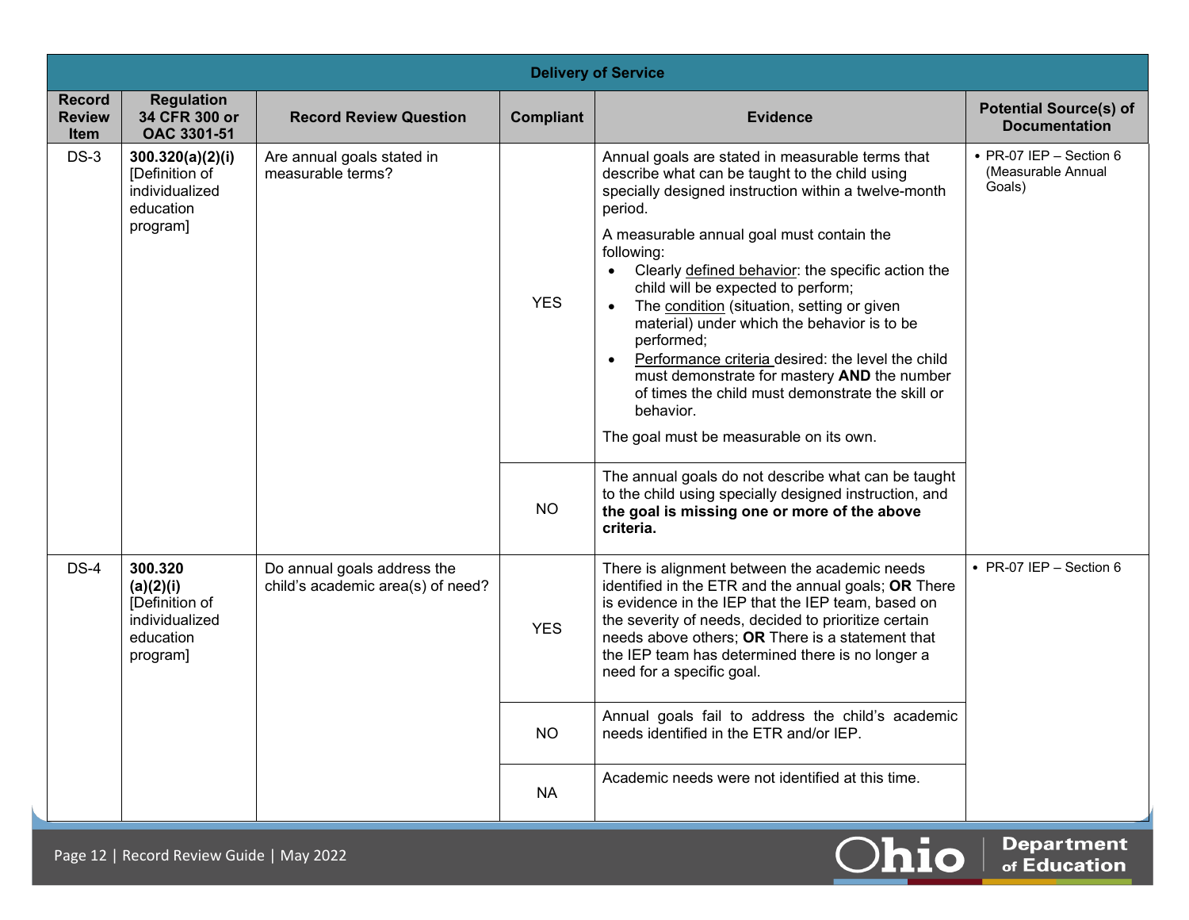| Delivery of Service | | | | | |
|---|---|---|---|---|---|
| **Record Review Item** | **Regulation 34 CFR 300 or OAC 3301-51** | **Record Review Question** | **Compliant** | **Evidence** | **Potential Source(s) of Documentation** |
| DS-3 | **300.320(a)(2)(i)** [Definition of individualized education program] | Are annual goals stated in measurable terms? | YES | Annual goals are stated in measurable terms that describe what can be taught to the child using specially designed instruction within a twelve-month period.<br><br>A measurable annual goal must contain the following:<br>• Clearly defined behavior: the specific action the child will be expected to perform;<br>• The condition (situation, setting or given material) under which the behavior is to be performed;<br>• Performance criteria desired: the level the child must demonstrate for mastery **AND** the number of times the child must demonstrate the skill or behavior.<br><br>The goal must be measurable on its own. | • PR-07 IEP – Section 6 (Measurable Annual Goals) |
| | | | NO | The annual goals do not describe what can be taught to the child using specially designed instruction, and **the goal is missing one or more of the above criteria.** | |
| DS-4 | **300.320 (a)(2)(i)** [Definition of individualized education program] | Do annual goals address the child's academic area(s) of need? | YES | There is alignment between the academic needs identified in the ETR and the annual goals; **OR** There is evidence in the IEP that the IEP team, based on the severity of needs, decided to prioritize certain needs above others; **OR** There is a statement that the IEP team has determined there is no longer a need for a specific goal. | • PR-07 IEP – Section 6 |
| | | | NO | Annual goals fail to address the child's academic needs identified in the ETR and/or IEP. | |
| | | | NA | Academic needs were not identified at this time. | |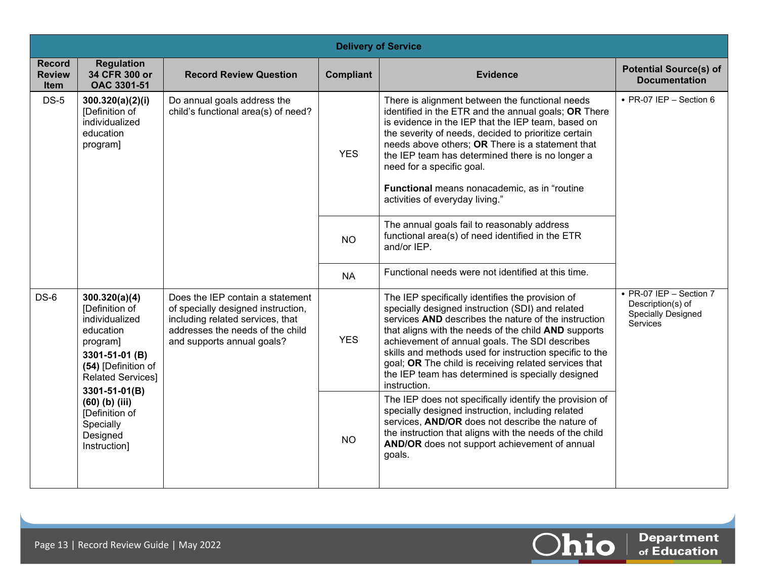| Delivery of Service | | | | | |
|---|---|---|---|---|---|
| **Record Review Item** | **Regulation 34 CFR 300 or OAC 3301-51** | **Record Review Question** | **Compliant** | **Evidence** | **Potential Source(s) of Documentation** |
| DS-5 | **300.320(a)(2)(i)** [Definition of individualized education program] | Do annual goals address the child's functional area(s) of need? | YES | There is alignment between the functional needs identified in the ETR and the annual goals; **OR** There is evidence in the IEP that the IEP team, based on the severity of needs, decided to prioritize certain needs above others; **OR** There is a statement that the IEP team has determined there is no longer a need for a specific goal.<br><br>**Functional** means nonacademic, as in "routine activities of everyday living." | • PR-07 IEP – Section 6 |
| | | | NO | The annual goals fail to reasonably address functional area(s) of need identified in the ETR and/or IEP. | |
| | | | NA | Functional needs were not identified at this time. | |
| DS-6 | **300.320(a)(4)** [Definition of individualized education program]<br>**3301-51-01 (B) (54)** [Definition of Related Services]<br>**3301-51-01(B) (60) (b) (iii)** [Definition of Specially Designed Instruction] | Does the IEP contain a statement of specially designed instruction, including related services, that addresses the needs of the child and supports annual goals? | YES | The IEP specifically identifies the provision of specially designed instruction (SDI) and related services **AND** describes the nature of the instruction that aligns with the needs of the child **AND** supports achievement of annual goals. The SDI describes skills and methods used for instruction specific to the goal; **OR** The child is receiving related services that the IEP team has determined is specially designed instruction. | • PR-07 IEP – Section 7 Description(s) of Specially Designed Services |
| | | | NO | The IEP does not specifically identify the provision of specially designed instruction, including related services, **AND/OR** does not describe the nature of the instruction that aligns with the needs of the child **AND/OR** does not support achievement of annual goals. | |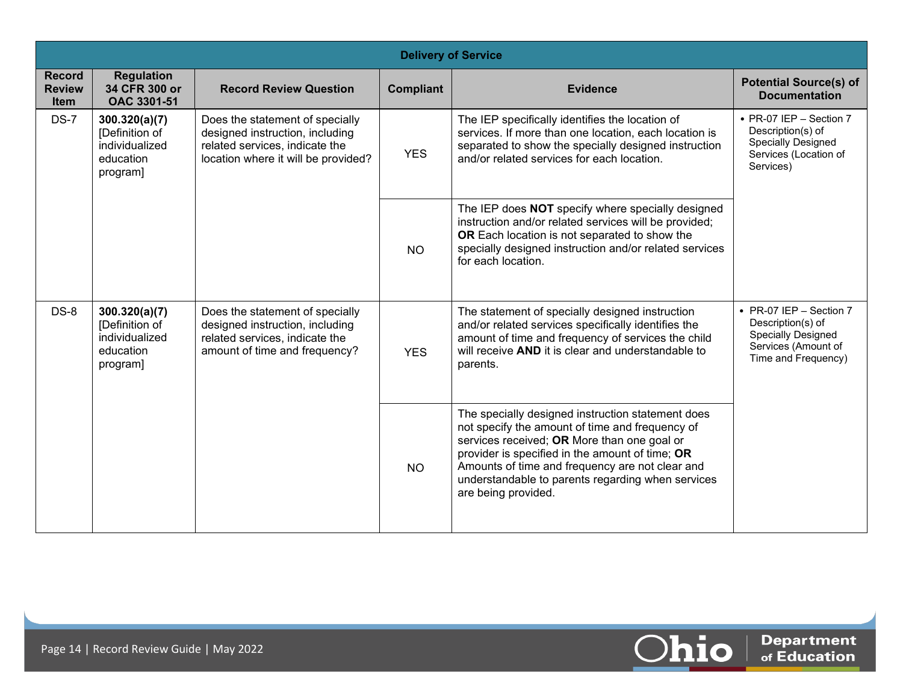| Delivery of Service | | | | | |
|---|---|---|---|---|---|
| **Record Review Item** | **Regulation 34 CFR 300 or OAC 3301-51** | **Record Review Question** | **Compliant** | **Evidence** | **Potential Source(s) of Documentation** |
| DS-7 | **300.320(a)(7)** [Definition of individualized education program] | Does the statement of specially designed instruction, including related services, indicate the location where it will be provided? | YES | The IEP specifically identifies the location of services. If more than one location, each location is separated to show the specially designed instruction and/or related services for each location. | • PR-07 IEP – Section 7 Description(s) of Specially Designed Services (Location of Services) |
| | | | NO | The IEP does **NOT** specify where specially designed instruction and/or related services will be provided; **OR** Each location is not separated to show the specially designed instruction and/or related services for each location. | |
| DS-8 | **300.320(a)(7)** [Definition of individualized education program] | Does the statement of specially designed instruction, including related services, indicate the amount of time and frequency? | YES | The statement of specially designed instruction and/or related services specifically identifies the amount of time and frequency of services the child will receive **AND** it is clear and understandable to parents. | • PR-07 IEP – Section 7 Description(s) of Specially Designed Services (Amount of Time and Frequency) |
| | | | NO | The specially designed instruction statement does not specify the amount of time and frequency of services received; **OR** More than one goal or provider is specified in the amount of time; **OR** Amounts of time and frequency are not clear and understandable to parents regarding when services are being provided. | |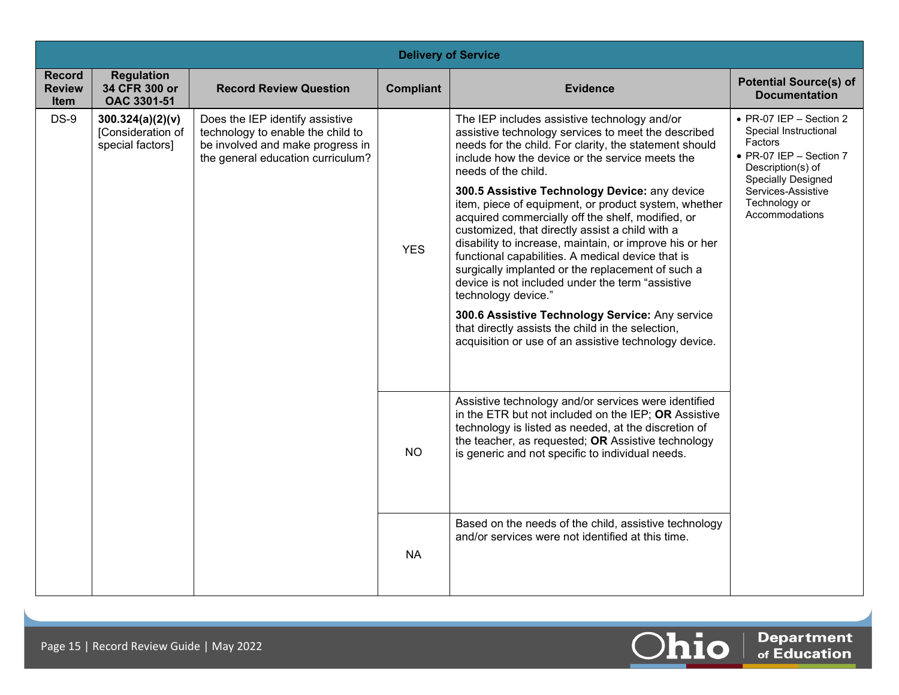| Delivery of Service | | | | | |
|---|---|---|---|---|---|
| **Record Review Item** | **Regulation 34 CFR 300 or OAC 3301-51** | **Record Review Question** | **Compliant** | **Evidence** | **Potential Source(s) of Documentation** |
| DS-9 | **300.324(a)(2)(v)** [Consideration of special factors] | Does the IEP identify assistive technology to enable the child to be involved and make progress in the general education curriculum? | YES | The IEP includes assistive technology and/or assistive technology services to meet the described needs for the child. For clarity, the statement should include how the device or the service meets the needs of the child.<br><br>**300.5 Assistive Technology Device:** any device item, piece of equipment, or product system, whether acquired commercially off the shelf, modified, or customized, that directly assist a child with a disability to increase, maintain, or improve his or her functional capabilities. A medical device that is surgically implanted or the replacement of such a device is not included under the term "assistive technology device."<br><br>**300.6 Assistive Technology Service:** Any service that directly assists the child in the selection, acquisition or use of an assistive technology device. | • PR-07 IEP – Section 2 Special Instructional Factors<br>• PR-07 IEP – Section 7 Description(s) of Specially Designed Services-Assistive Technology or Accommodations |
| | | | NO | Assistive technology and/or services were identified in the ETR but not included on the IEP; **OR** Assistive technology is listed as needed, at the discretion of the teacher, as requested; **OR** Assistive technology is generic and not specific to individual needs. | |
| | | | NA | Based on the needs of the child, assistive technology and/or services were not identified at this time. | |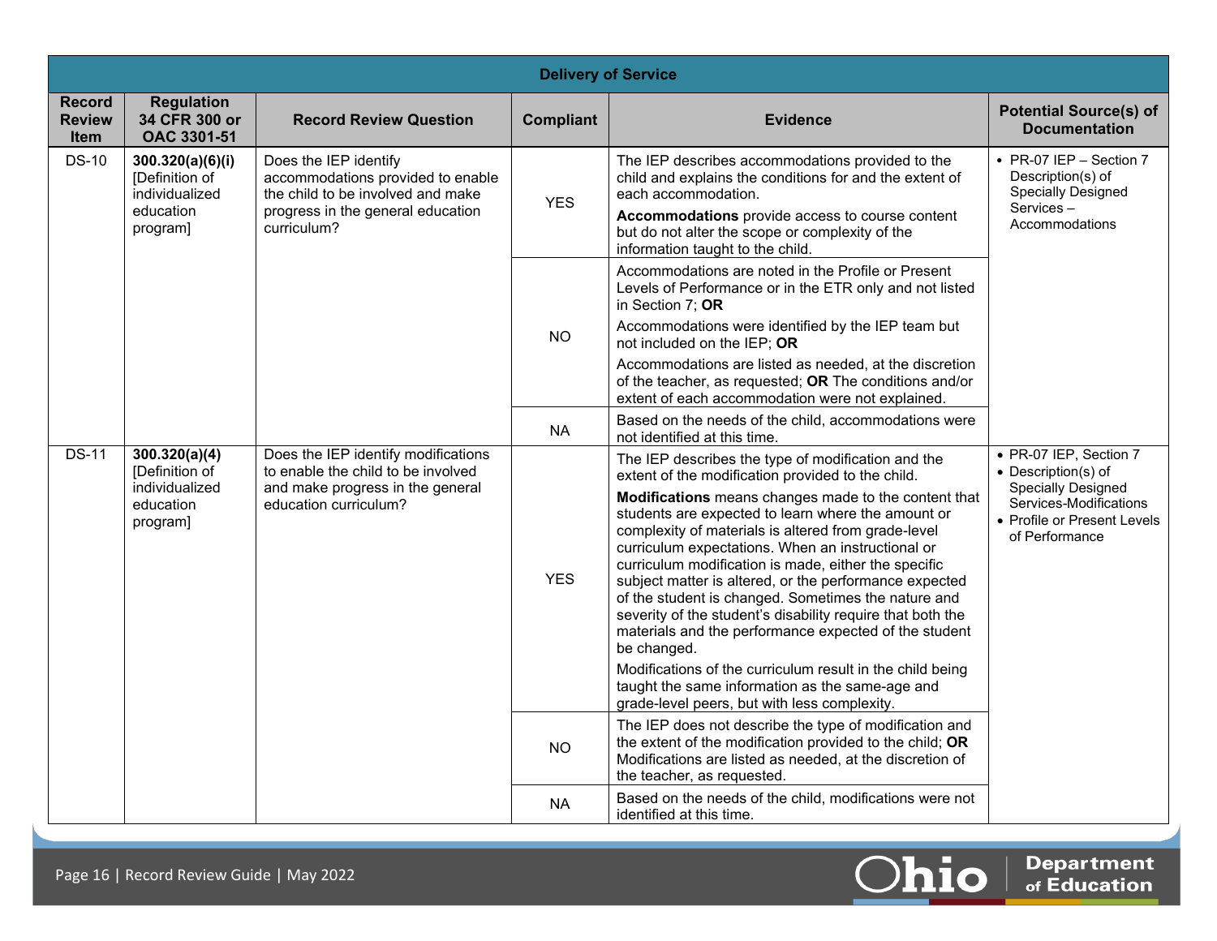| Delivery of Service | | | | | |
|---|---|---|---|---|---|
| **Record Review Item** | **Regulation 34 CFR 300 or OAC 3301-51** | **Record Review Question** | **Compliant** | **Evidence** | **Potential Source(s) of Documentation** |
| DS-10 | **300.320(a)(6)(i)** [Definition of individualized education program] | Does the IEP identify accommodations provided to enable the child to be involved and make progress in the general education curriculum? | YES | The IEP describes accommodations provided to the child and explains the conditions for and the extent of each accommodation. **Accommodations** provide access to course content but do not alter the scope or complexity of the information taught to the child. | • PR-07 IEP – Section 7 Description(s) of Specially Designed Services – Accommodations |
| | | | NO | Accommodations are noted in the Profile or Present Levels of Performance or in the ETR only and not listed in Section 7; **OR** Accommodations were identified by the IEP team but not included on the IEP; **OR** Accommodations are listed as needed, at the discretion of the teacher, as requested; **OR** The conditions and/or extent of each accommodation were not explained. | |
| | | | NA | Based on the needs of the child, accommodations were not identified at this time. | |
| DS-11 | **300.320(a)(4)** [Definition of individualized education program] | Does the IEP identify modifications to enable the child to be involved and make progress in the general education curriculum? | YES | The IEP describes the type of modification and the extent of the modification provided to the child. **Modifications** means changes made to the content that students are expected to learn where the amount or complexity of materials is altered from grade-level curriculum expectations. When an instructional or curriculum modification is made, either the specific subject matter is altered, or the performance expected of the student is changed. Sometimes the nature and severity of the student's disability require that both the materials and the performance expected of the student be changed. Modifications of the curriculum result in the child being taught the same information as the same-age and grade-level peers, but with less complexity. | • PR-07 IEP, Section 7 • Description(s) of Specially Designed Services-Modifications • Profile or Present Levels of Performance |
| | | | NO | The IEP does not describe the type of modification and the extent of the modification provided to the child; **OR** Modifications are listed as needed, at the discretion of the teacher, as requested. | |
| | | | NA | Based on the needs of the child, modifications were not identified at this time. | |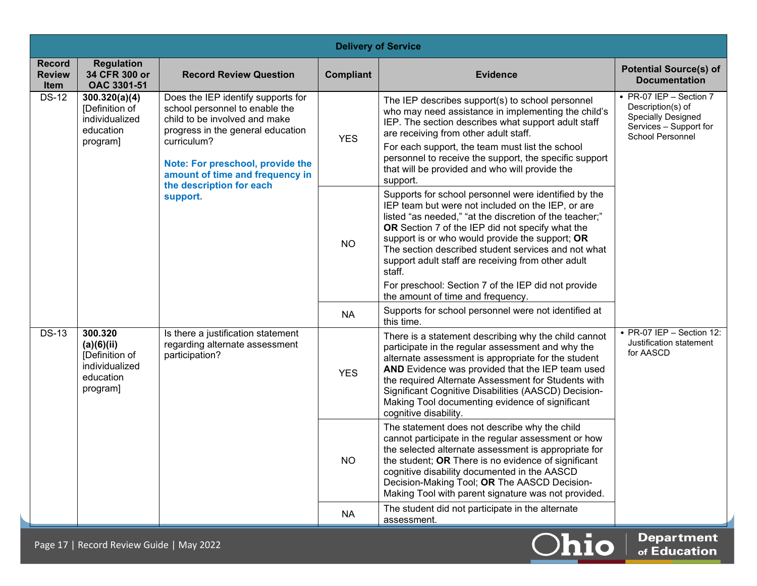| Delivery of Service | | | | | |
|---|---|---|---|---|---|
| **Record Review Item** | **Regulation 34 CFR 300 or OAC 3301-51** | **Record Review Question** | **Compliant** | **Evidence** | **Potential Source(s) of Documentation** |
| DS-12 | **300.320(a)(4)** [Definition of individualized education program] | Does the IEP identify supports for school personnel to enable the child to be involved and make progress in the general education curriculum? **Note: For preschool, provide the amount of time and frequency in the description for each support.** | YES | The IEP describes support(s) to school personnel who may need assistance in implementing the child's IEP. The section describes what support adult staff are receiving from other adult staff. For each support, the team must list the school personnel to receive the support, the specific support that will be provided and who will provide the support. | • PR-07 IEP – Section 7 Description(s) of Specially Designed Services – Support for School Personnel |
| | | | NO | Supports for school personnel were identified by the IEP team but were not included on the IEP, or are listed "as needed," "at the discretion of the teacher;" **OR** Section 7 of the IEP did not specify what the support is or who would provide the support; **OR** The section described student services and not what support adult staff are receiving from other adult staff. For preschool: Section 7 of the IEP did not provide the amount of time and frequency. | |
| | | | NA | Supports for school personnel were not identified at this time. | |
| DS-13 | **300.320 (a)(6)(ii)** [Definition of individualized education program] | Is there a justification statement regarding alternate assessment participation? | YES | There is a statement describing why the child cannot participate in the regular assessment and why the alternate assessment is appropriate for the student **AND** Evidence was provided that the IEP team used the required Alternate Assessment for Students with Significant Cognitive Disabilities (AASCD) Decision-Making Tool documenting evidence of significant cognitive disability. | • PR-07 IEP – Section 12: Justification statement for AASCD |
| | | | NO | The statement does not describe why the child cannot participate in the regular assessment or how the selected alternate assessment is appropriate for the student; **OR** There is no evidence of significant cognitive disability documented in the AASCD Decision-Making Tool; **OR** The AASCD Decision-Making Tool with parent signature was not provided. | |
| | | | NA | The student did not participate in the alternate assessment. | |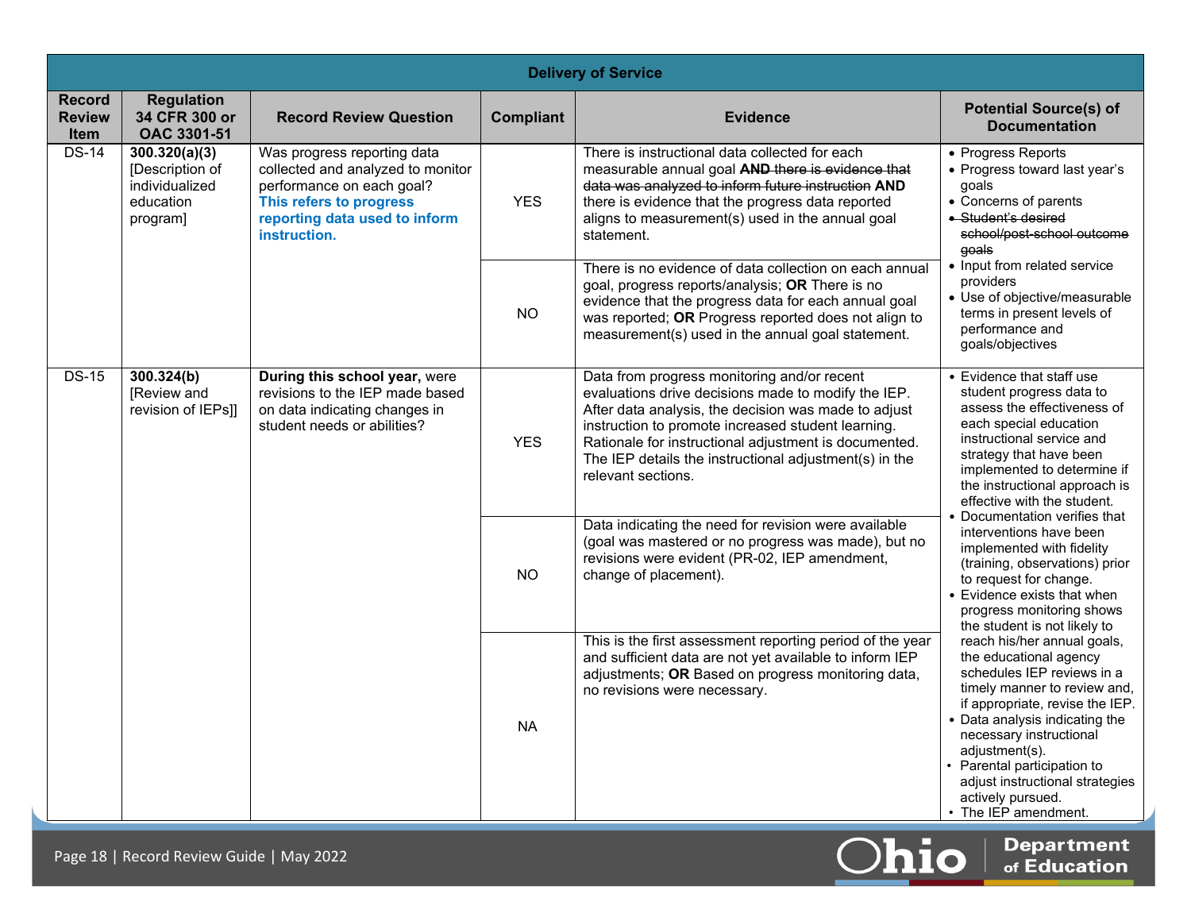| Delivery of Service | | | | | |
|---|---|---|---|---|---|
| **Record Review Item** | **Regulation 34 CFR 300 or OAC 3301-51** | **Record Review Question** | **Compliant** | **Evidence** | **Potential Source(s) of Documentation** |
| DS-14 | **300.320(a)(3)** [Description of individualized education program] | Was progress reporting data collected and analyzed to monitor performance on each goal? **This refers to progress reporting data used to inform instruction.** | YES | There is instructional data collected for each measurable annual goal ~~**AND** there is evidence that data was analyzed to inform future instruction~~ **AND** there is evidence that the progress data reported aligns to measurement(s) used in the annual goal statement. | • Progress Reports<br>• Progress toward last year's goals<br>• Concerns of parents<br>• ~~Student's desired school/post-school outcome goals~~<br>• Input from related service providers<br>• Use of objective/measurable terms in present levels of performance and goals/objectives |
| | | | NO | There is no evidence of data collection on each annual goal, progress reports/analysis; **OR** There is no evidence that the progress data for each annual goal was reported; **OR** Progress reported does not align to measurement(s) used in the annual goal statement. | |
| DS-15 | **300.324(b)** [Review and revision of IEPs]] | **During this school year,** were revisions to the IEP made based on data indicating changes in student needs or abilities? | YES | Data from progress monitoring and/or recent evaluations drive decisions made to modify the IEP. After data analysis, the decision was made to adjust instruction to promote increased student learning. Rationale for instructional adjustment is documented. The IEP details the instructional adjustment(s) in the relevant sections. | • Evidence that staff use student progress data to assess the effectiveness of each special education instructional service and strategy that have been implemented to determine if the instructional approach is effective with the student.<br>• Documentation verifies that interventions have been implemented with fidelity (training, observations) prior to request for change.<br>• Evidence exists that when progress monitoring shows the student is not likely to reach his/her annual goals, the educational agency schedules IEP reviews in a timely manner to review and, if appropriate, revise the IEP.<br>• Data analysis indicating the necessary instructional adjustment(s).<br>• Parental participation to adjust instructional strategies actively pursued.<br>• The IEP amendment. |
| | | | NO | Data indicating the need for revision were available (goal was mastered or no progress was made), but no revisions were evident (PR-02, IEP amendment, change of placement). | |
| | | | NA | This is the first assessment reporting period of the year and sufficient data are not yet available to inform IEP adjustments; **OR** Based on progress monitoring data, no revisions were necessary. | |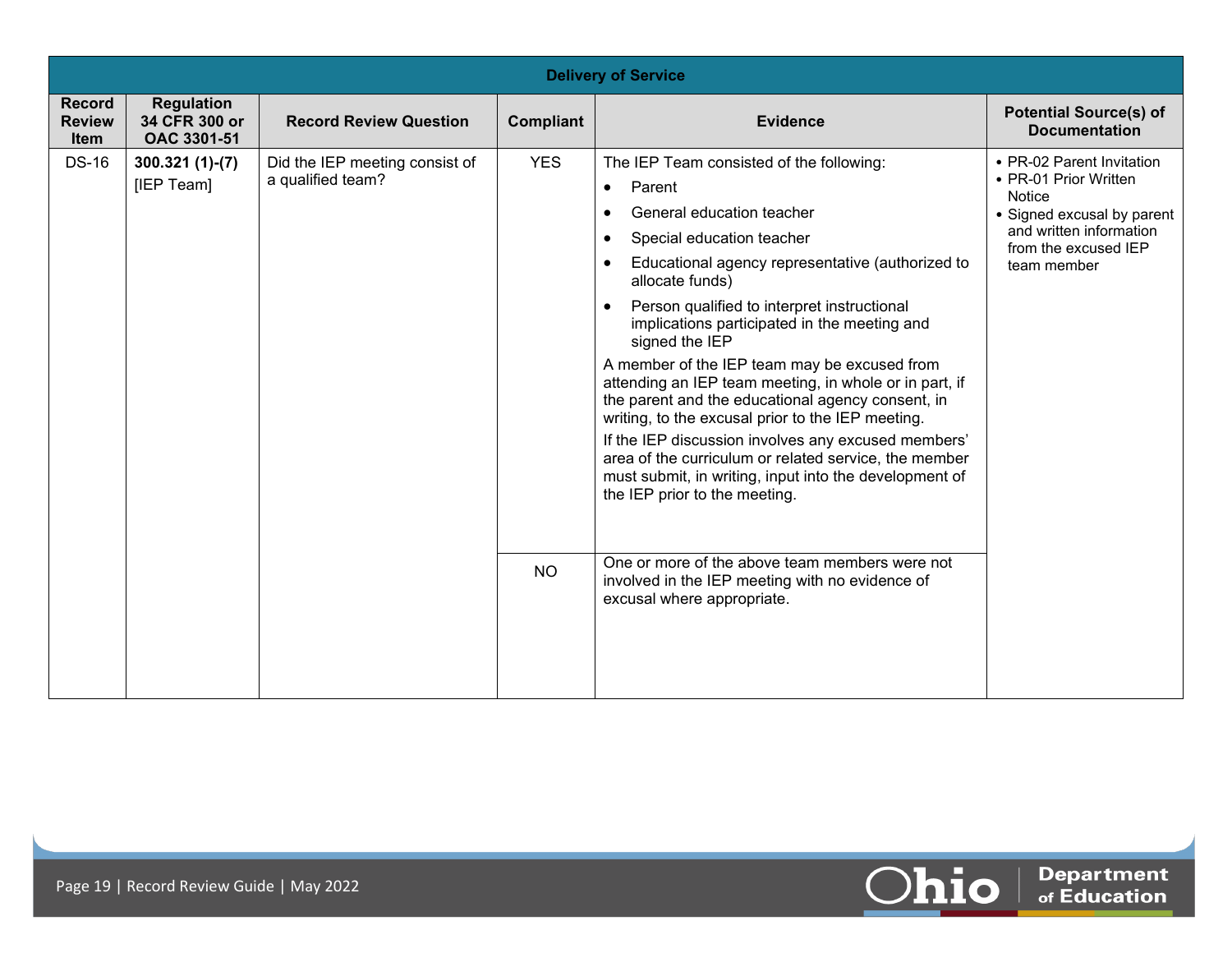| Delivery of Service | | | | | |
|---|---|---|---|---|---|
| Record Review Item | Regulation 34 CFR 300 or OAC 3301-51 | Record Review Question | Compliant | Evidence | Potential Source(s) of Documentation |
| DS-16 | **300.321 (1)-(7)** [IEP Team] | Did the IEP meeting consist of a qualified team? | YES | The IEP Team consisted of the following:<br>• Parent<br>• General education teacher<br>• Special education teacher<br>• Educational agency representative (authorized to allocate funds)<br>• Person qualified to interpret instructional implications participated in the meeting and signed the IEP<br>A member of the IEP team may be excused from attending an IEP team meeting, in whole or in part, if the parent and the educational agency consent, in writing, to the excusal prior to the IEP meeting.<br>If the IEP discussion involves any excused members' area of the curriculum or related service, the member must submit, in writing, input into the development of the IEP prior to the meeting. | • PR-02 Parent Invitation<br>• PR-01 Prior Written Notice<br>• Signed excusal by parent and written information from the excused IEP team member |
| | | | NO | One or more of the above team members were not involved in the IEP meeting with no evidence of excusal where appropriate. | |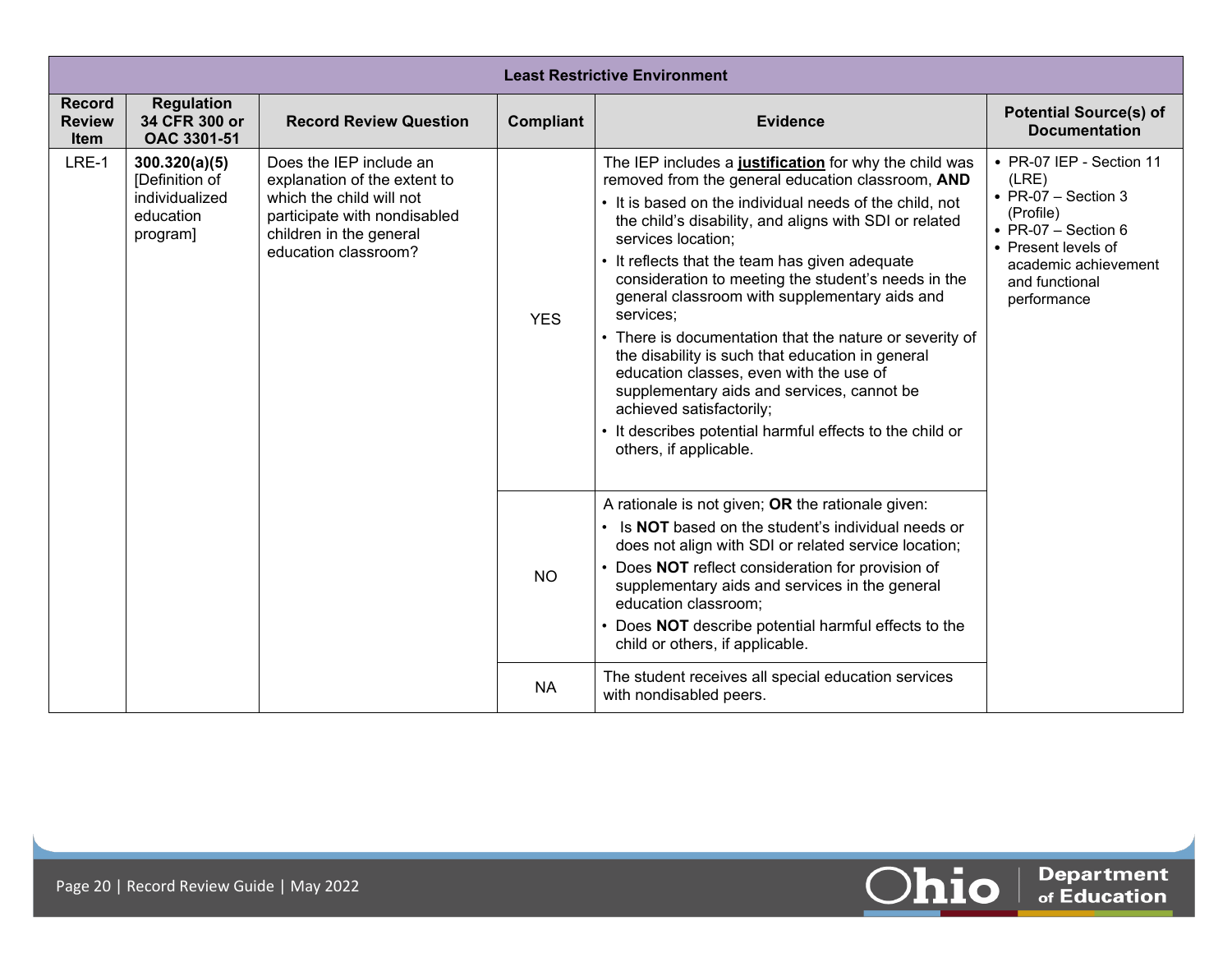| Least Restrictive Environment | | | | | |
|---|---|---|---|---|---|
| **Record Review Item** | **Regulation 34 CFR 300 or OAC 3301-51** | **Record Review Question** | **Compliant** | **Evidence** | **Potential Source(s) of Documentation** |
| LRE-1 | **300.320(a)(5)** [Definition of individualized education program] | Does the IEP include an explanation of the extent to which the child will not participate with nondisabled children in the general education classroom? | YES | The IEP includes a **justification** for why the child was removed from the general education classroom, **AND**<br>• It is based on the individual needs of the child, not the child's disability, and aligns with SDI or related services location;<br>• It reflects that the team has given adequate consideration to meeting the student's needs in the general classroom with supplementary aids and services;<br>• There is documentation that the nature or severity of the disability is such that education in general education classes, even with the use of supplementary aids and services, cannot be achieved satisfactorily;<br>• It describes potential harmful effects to the child or others, if applicable. | • PR-07 IEP - Section 11 (LRE)<br>• PR-07 – Section 3 (Profile)<br>• PR-07 – Section 6<br>• Present levels of academic achievement and functional performance |
| | | | NO | A rationale is not given; **OR** the rationale given:<br>• Is **NOT** based on the student's individual needs or does not align with SDI or related service location;<br>• Does **NOT** reflect consideration for provision of supplementary aids and services in the general education classroom;<br>• Does **NOT** describe potential harmful effects to the child or others, if applicable. | |
| | | | NA | The student receives all special education services with nondisabled peers. | |